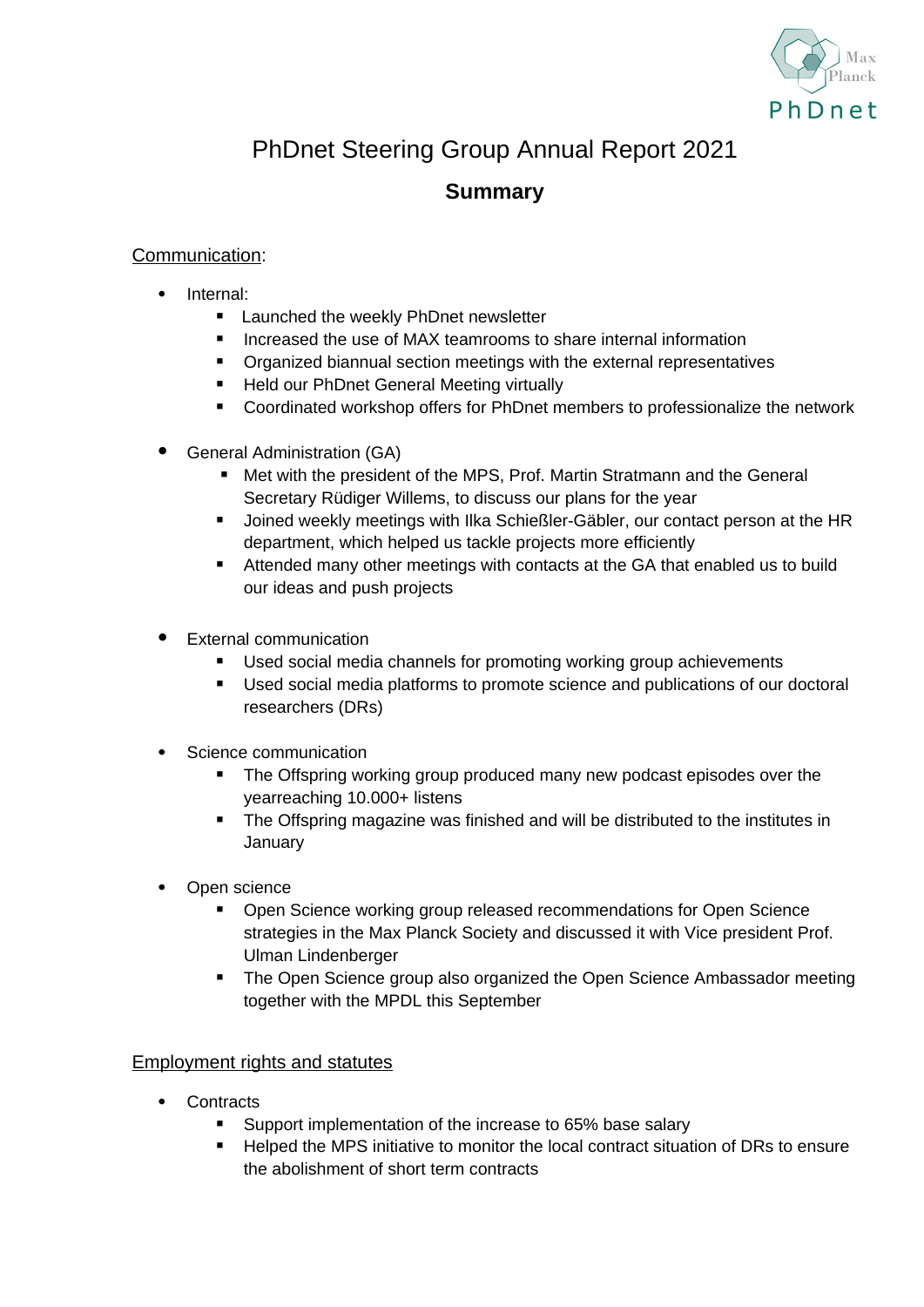# PhDnet Steering Group Annual Report 2021

## Summary

Communication:

- Internal:
  - Launched the weekly PhDnet newsletter
  - Increased the use of MAX teamrooms to share internal information
  - Organized biannual section meetings with the external representatives
  - Held our PhDnet General Meeting virtually
  - Coordinated workshop offers for PhDnet members to professionalize the network
- General Administration (GA)
  - Met with the president of the MPS, Prof. Martin Stratmann and the General Secretary Rüdiger Willems, to discuss our plans for the year
  - Joined weekly meetings with Ilka Schießler-Gäbler, our contact person at the HR department, which helped us tackle projects more efficiently
  - Attended many other meetings with contacts at the GA that enabled us to build our ideas and push projects
- External communication
  - Used social media channels for promoting working group achievements
  - Used social media platforms to promote science and publications of our doctoral researchers (DRs)
- Science communication
  - The Offspring working group produced many new podcast episodes over the yearreaching 10.000+ listens
  - The Offspring magazine was finished and will be distributed to the institutes in January
- Open science
  - Open Science working group released recommendations for Open Science strategies in the Max Planck Society and discussed it with Vice president Prof. Ulman Lindenberger
  - The Open Science group also organized the Open Science Ambassador meeting together with the MPDL this September

Employment rights and statutes

- Contracts
  - Support implementation of the increase to 65% base salary
  - Helped the MPS initiative to monitor the local contract situation of DRs to ensure the abolishment of short term contracts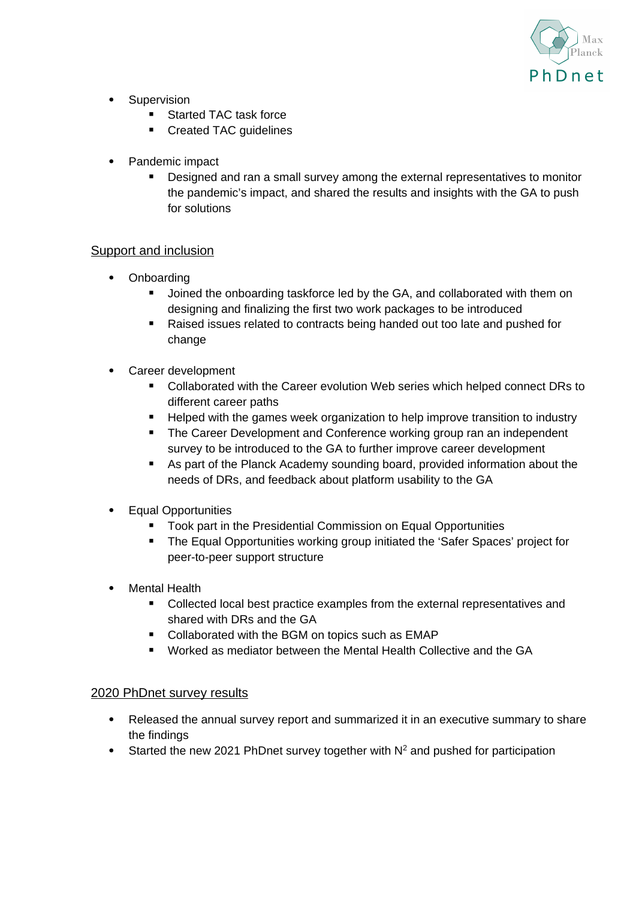- Supervision
  - Started TAC task force
  - Created TAC guidelines

- Pandemic impact
  - Designed and ran a small survey among the external representatives to monitor the pandemic's impact, and shared the results and insights with the GA to push for solutions

## Support and inclusion

- Onboarding
  - Joined the onboarding taskforce led by the GA, and collaborated with them on designing and finalizing the first two work packages to be introduced
  - Raised issues related to contracts being handed out too late and pushed for change

- Career development
  - Collaborated with the Career evolution Web series which helped connect DRs to different career paths
  - Helped with the games week organization to help improve transition to industry
  - The Career Development and Conference working group ran an independent survey to be introduced to the GA to further improve career development
  - As part of the Planck Academy sounding board, provided information about the needs of DRs, and feedback about platform usability to the GA

- Equal Opportunities
  - Took part in the Presidential Commission on Equal Opportunities
  - The Equal Opportunities working group initiated the 'Safer Spaces' project for peer-to-peer support structure

- Mental Health
  - Collected local best practice examples from the external representatives and shared with DRs and the GA
  - Collaborated with the BGM on topics such as EMAP
  - Worked as mediator between the Mental Health Collective and the GA

## 2020 PhDnet survey results

- Released the annual survey report and summarized it in an executive summary to share the findings
- Started the new 2021 PhDnet survey together with $N^2$ and pushed for participation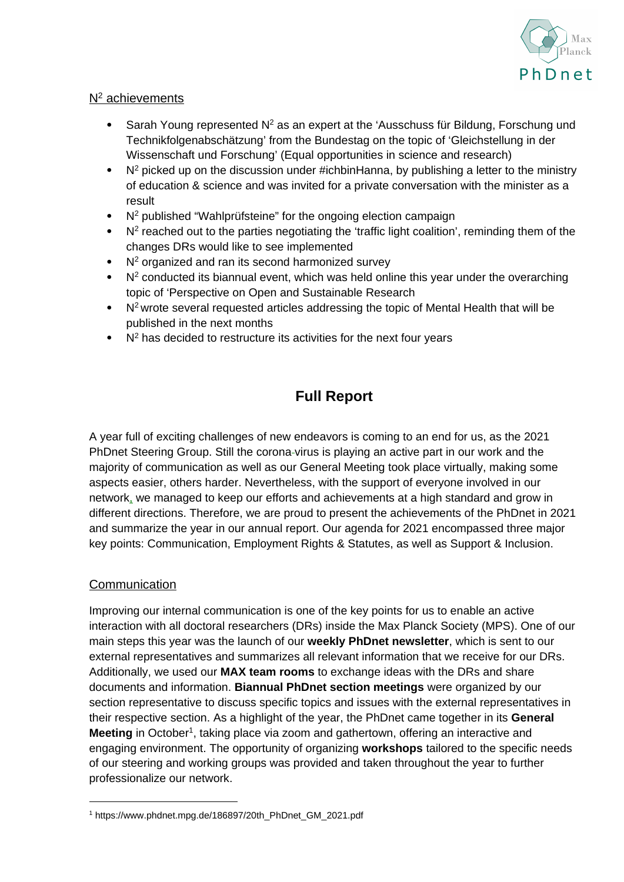N$^2$ achievements

- Sarah Young represented N$^2$ as an expert at the 'Ausschuss für Bildung, Forschung und Technikfolgenabschätzung' from the Bundestag on the topic of 'Gleichstellung in der Wissenschaft und Forschung' (Equal opportunities in science and research)
- N$^2$ picked up on the discussion under #ichbinHanna, by publishing a letter to the ministry of education & science and was invited for a private conversation with the minister as a result
- N$^2$ published "Wahlprüfsteine" for the ongoing election campaign
- N$^2$ reached out to the parties negotiating the 'traffic light coalition', reminding them of the changes DRs would like to see implemented
- N$^2$ organized and ran its second harmonized survey
- N$^2$ conducted its biannual event, which was held online this year under the overarching topic of 'Perspective on Open and Sustainable Research
- N$^2$ wrote several requested articles addressing the topic of Mental Health that will be published in the next months
- N$^2$ has decided to restructure its activities for the next four years

# Full Report

A year full of exciting challenges of new endeavors is coming to an end for us, as the 2021 PhDnet Steering Group. Still the corona-virus is playing an active part in our work and the majority of communication as well as our General Meeting took place virtually, making some aspects easier, others harder. Nevertheless, with the support of everyone involved in our network, we managed to keep our efforts and achievements at a high standard and grow in different directions. Therefore, we are proud to present the achievements of the PhDnet in 2021 and summarize the year in our annual report. Our agenda for 2021 encompassed three major key points: Communication, Employment Rights & Statutes, as well as Support & Inclusion.

## Communication

Improving our internal communication is one of the key points for us to enable an active interaction with all doctoral researchers (DRs) inside the Max Planck Society (MPS). One of our main steps this year was the launch of our **weekly PhDnet newsletter**, which is sent to our external representatives and summarizes all relevant information that we receive for our DRs. Additionally, we used our **MAX team rooms** to exchange ideas with the DRs and share documents and information. **Biannual PhDnet section meetings** were organized by our section representative to discuss specific topics and issues with the external representatives in their respective section. As a highlight of the year, the PhDnet came together in its **General Meeting** in October[1], taking place via zoom and gathertown, offering an interactive and engaging environment. The opportunity of organizing **workshops** tailored to the specific needs of our steering and working groups was provided and taken throughout the year to further professionalize our network.

[1] https://www.phdnet.mpg.de/186897/20th_PhDnet_GM_2021.pdf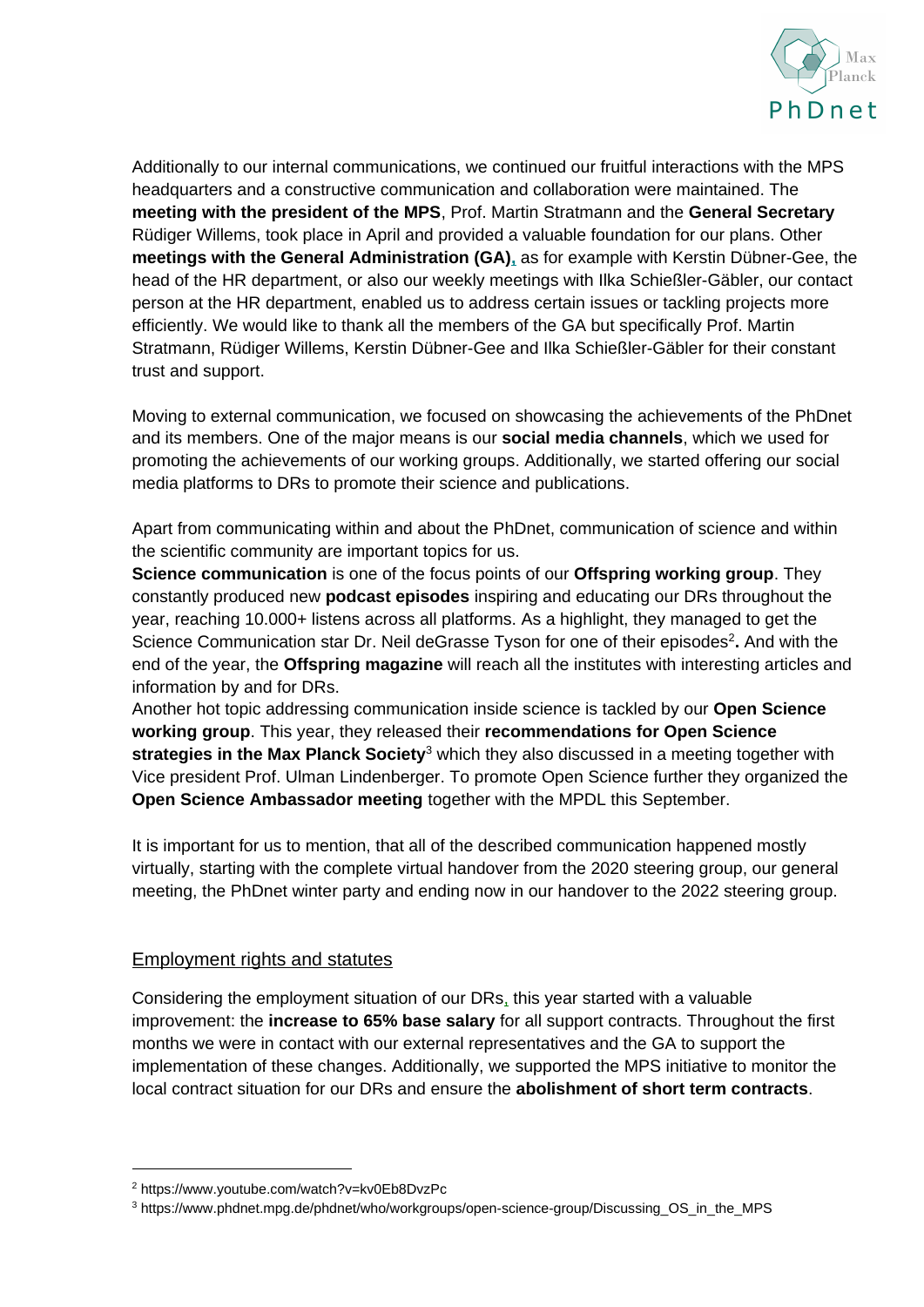Additionally to our internal communications, we continued our fruitful interactions with the MPS headquarters and a constructive communication and collaboration were maintained. The **meeting with the president of the MPS**, Prof. Martin Stratmann and the **General Secretary** Rüdiger Willems, took place in April and provided a valuable foundation for our plans. Other **meetings with the General Administration (GA)**, as for example with Kerstin Dübner-Gee, the head of the HR department, or also our weekly meetings with Ilka Schießler-Gäbler, our contact person at the HR department, enabled us to address certain issues or tackling projects more efficiently. We would like to thank all the members of the GA but specifically Prof. Martin Stratmann, Rüdiger Willems, Kerstin Dübner-Gee and Ilka Schießler-Gäbler for their constant trust and support.

Moving to external communication, we focused on showcasing the achievements of the PhDnet and its members. One of the major means is our **social media channels**, which we used for promoting the achievements of our working groups. Additionally, we started offering our social media platforms to DRs to promote their science and publications.

Apart from communicating within and about the PhDnet, communication of science and within the scientific community are important topics for us.
**Science communication** is one of the focus points of our **Offspring working group**. They constantly produced new **podcast episodes** inspiring and educating our DRs throughout the year, reaching 10.000+ listens across all platforms. As a highlight, they managed to get the Science Communication star Dr. Neil deGrasse Tyson for one of their episodes[2]**.** And with the end of the year, the **Offspring magazine** will reach all the institutes with interesting articles and information by and for DRs.
Another hot topic addressing communication inside science is tackled by our **Open Science working group**. This year, they released their **recommendations for Open Science strategies in the Max Planck Society**[3] which they also discussed in a meeting together with Vice president Prof. Ulman Lindenberger. To promote Open Science further they organized the **Open Science Ambassador meeting** together with the MPDL this September.

It is important for us to mention, that all of the described communication happened mostly virtually, starting with the complete virtual handover from the 2020 steering group, our general meeting, the PhDnet winter party and ending now in our handover to the 2022 steering group.

## Employment rights and statutes

Considering the employment situation of our DRs, this year started with a valuable improvement: the **increase to 65% base salary** for all support contracts. Throughout the first months we were in contact with our external representatives and the GA to support the implementation of these changes. Additionally, we supported the MPS initiative to monitor the local contract situation for our DRs and ensure the **abolishment of short term contracts**.

---

[2] https://www.youtube.com/watch?v=kv0Eb8DvzPc

[3] https://www.phdnet.mpg.de/phdnet/who/workgroups/open-science-group/Discussing_OS_in_the_MPS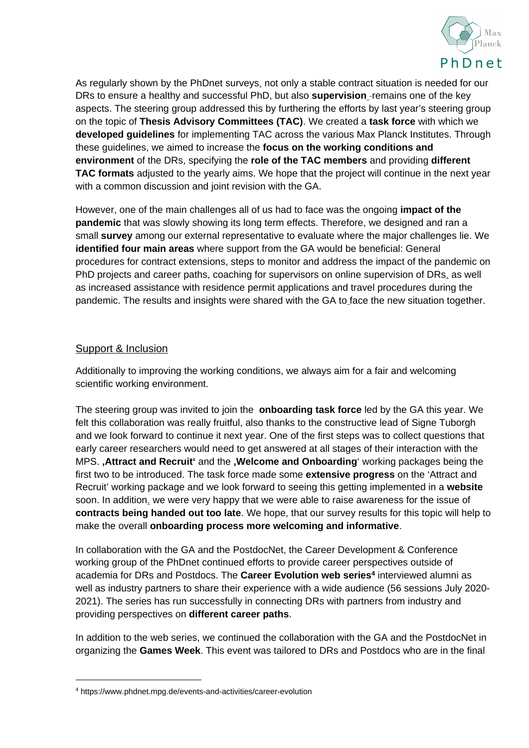As regularly shown by the PhDnet surveys, not only a stable contract situation is needed for our DRs to ensure a healthy and successful PhD, but also **supervision** remains one of the key aspects. The steering group addressed this by furthering the efforts by last year's steering group on the topic of **Thesis Advisory Committees (TAC)**. We created a **task force** with which we **developed guidelines** for implementing TAC across the various Max Planck Institutes. Through these guidelines, we aimed to increase the **focus on the working conditions and environment** of the DRs, specifying the **role of the TAC members** and providing **different TAC formats** adjusted to the yearly aims. We hope that the project will continue in the next year with a common discussion and joint revision with the GA.

However, one of the main challenges all of us had to face was the ongoing **impact of the pandemic** that was slowly showing its long term effects. Therefore, we designed and ran a small **survey** among our external representative to evaluate where the major challenges lie. We **identified four main areas** where support from the GA would be beneficial: General procedures for contract extensions, steps to monitor and address the impact of the pandemic on PhD projects and career paths, coaching for supervisors on online supervision of DRs, as well as increased assistance with residence permit applications and travel procedures during the pandemic. The results and insights were shared with the GA to face the new situation together.

## Support & Inclusion

Additionally to improving the working conditions, we always aim for a fair and welcoming scientific working environment.

The steering group was invited to join the **onboarding task force** led by the GA this year. We felt this collaboration was really fruitful, also thanks to the constructive lead of Signe Tuborgh and we look forward to continue it next year. One of the first steps was to collect questions that early career researchers would need to get answered at all stages of their interaction with the MPS. **‚Attract and Recruit‘** and the **‚Welcome and Onboarding**‘ working packages being the first two to be introduced. The task force made some **extensive progress** on the 'Attract and Recruit' working package and we look forward to seeing this getting implemented in a **website** soon. In addition, we were very happy that we were able to raise awareness for the issue of **contracts being handed out too late**. We hope, that our survey results for this topic will help to make the overall **onboarding process more welcoming and informative**.

In collaboration with the GA and the PostdocNet, the Career Development & Conference working group of the PhDnet continued efforts to provide career perspectives outside of academia for DRs and Postdocs. The **Career Evolution web series**[4] interviewed alumni as well as industry partners to share their experience with a wide audience (56 sessions July 2020-2021). The series has run successfully in connecting DRs with partners from industry and providing perspectives on **different career paths**.

In addition to the web series, we continued the collaboration with the GA and the PostdocNet in organizing the **Games Week**. This event was tailored to DRs and Postdocs who are in the final

---

[4] https://www.phdnet.mpg.de/events-and-activities/career-evolution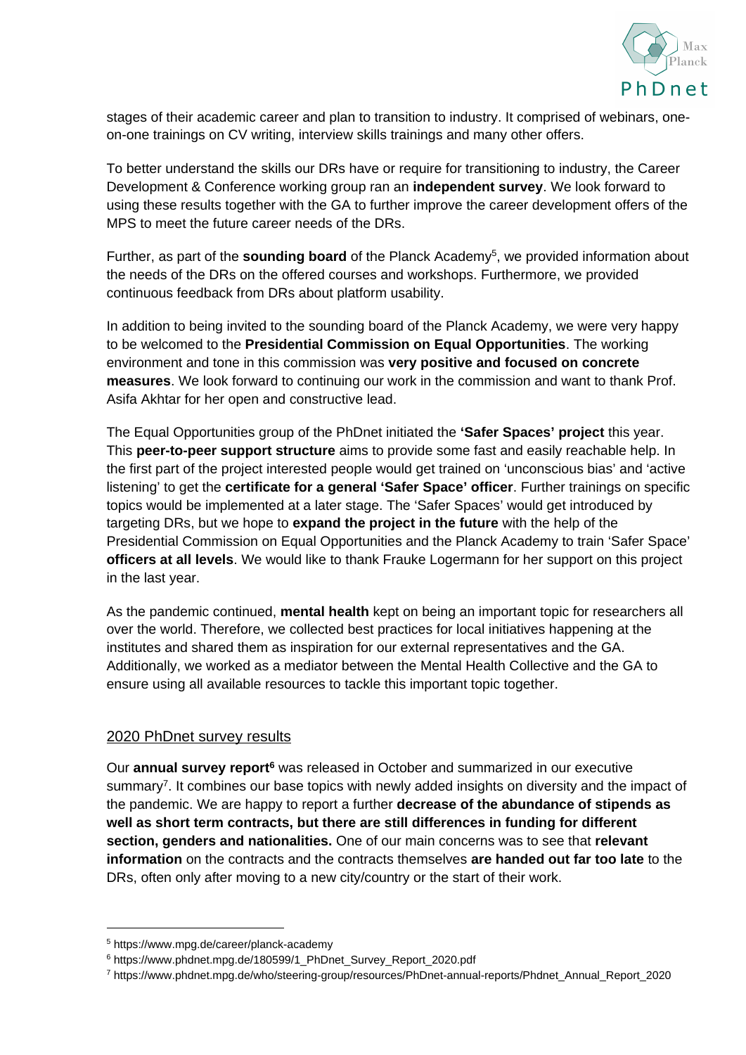stages of their academic career and plan to transition to industry. It comprised of webinars, one-on-one trainings on CV writing, interview skills trainings and many other offers.

To better understand the skills our DRs have or require for transitioning to industry, the Career Development & Conference working group ran an **independent survey**. We look forward to using these results together with the GA to further improve the career development offers of the MPS to meet the future career needs of the DRs.

Further, as part of the **sounding board** of the Planck Academy[5], we provided information about the needs of the DRs on the offered courses and workshops. Furthermore, we provided continuous feedback from DRs about platform usability.

In addition to being invited to the sounding board of the Planck Academy, we were very happy to be welcomed to the **Presidential Commission on Equal Opportunities**. The working environment and tone in this commission was **very positive and focused on concrete measures**. We look forward to continuing our work in the commission and want to thank Prof. Asifa Akhtar for her open and constructive lead.

The Equal Opportunities group of the PhDnet initiated the **'Safer Spaces' project** this year. This **peer-to-peer support structure** aims to provide some fast and easily reachable help. In the first part of the project interested people would get trained on 'unconscious bias' and 'active listening' to get the **certificate for a general 'Safer Space' officer**. Further trainings on specific topics would be implemented at a later stage. The 'Safer Spaces' would get introduced by targeting DRs, but we hope to **expand the project in the future** with the help of the Presidential Commission on Equal Opportunities and the Planck Academy to train 'Safer Space' **officers at all levels**. We would like to thank Frauke Logermann for her support on this project in the last year.

As the pandemic continued, **mental health** kept on being an important topic for researchers all over the world. Therefore, we collected best practices for local initiatives happening at the institutes and shared them as inspiration for our external representatives and the GA. Additionally, we worked as a mediator between the Mental Health Collective and the GA to ensure using all available resources to tackle this important topic together.

## 2020 PhDnet survey results

Our **annual survey report[6]** was released in October and summarized in our executive summary[7]. It combines our base topics with newly added insights on diversity and the impact of the pandemic. We are happy to report a further **decrease of the abundance of stipends as well as short term contracts, but there are still differences in funding for different section, genders and nationalities.** One of our main concerns was to see that **relevant information** on the contracts and the contracts themselves **are handed out far too late** to the DRs, often only after moving to a new city/country or the start of their work.

---

[5] https://www.mpg.de/career/planck-academy

[6] https://www.phdnet.mpg.de/180599/1_PhDnet_Survey_Report_2020.pdf

[7] https://www.phdnet.mpg.de/who/steering-group/resources/PhDnet-annual-reports/Phdnet_Annual_Report_2020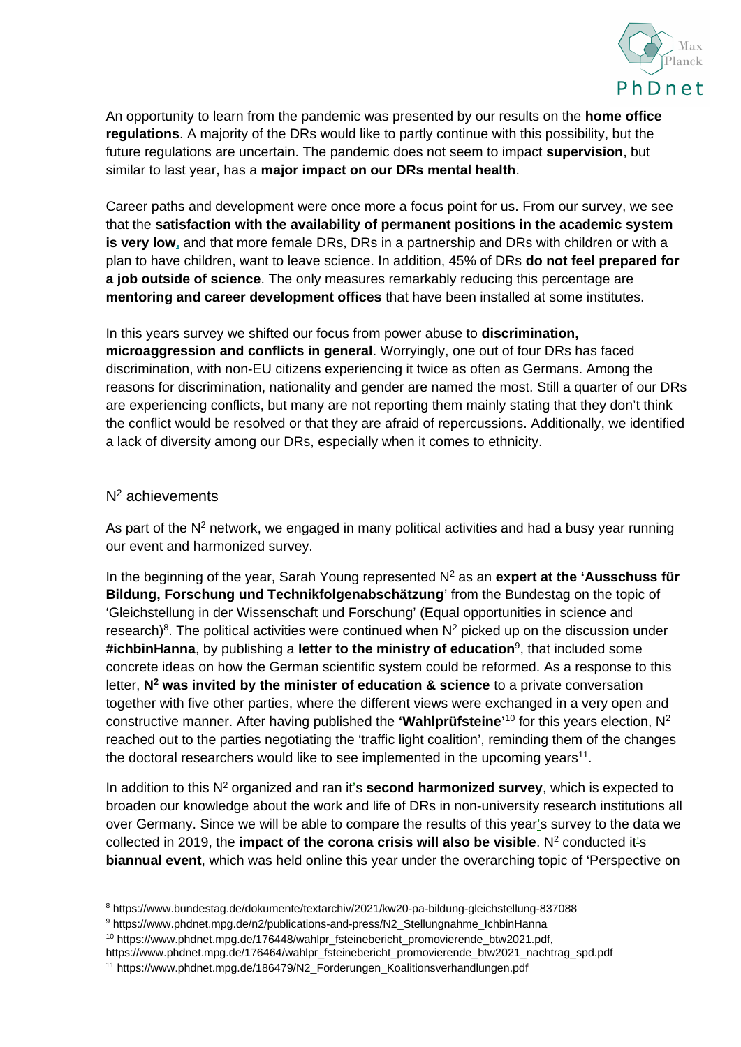An opportunity to learn from the pandemic was presented by our results on the **home office regulations**. A majority of the DRs would like to partly continue with this possibility, but the future regulations are uncertain. The pandemic does not seem to impact **supervision**, but similar to last year, has a **major impact on our DRs mental health**.

Career paths and development were once more a focus point for us. From our survey, we see that the **satisfaction with the availability of permanent positions in the academic system is very low**, and that more female DRs, DRs in a partnership and DRs with children or with a plan to have children, want to leave science. In addition, 45% of DRs **do not feel prepared for a job outside of science**. The only measures remarkably reducing this percentage are **mentoring and career development offices** that have been installed at some institutes.

In this years survey we shifted our focus from power abuse to **discrimination, microaggression and conflicts in general**. Worryingly, one out of four DRs has faced discrimination, with non-EU citizens experiencing it twice as often as Germans. Among the reasons for discrimination, nationality and gender are named the most. Still a quarter of our DRs are experiencing conflicts, but many are not reporting them mainly stating that they don't think the conflict would be resolved or that they are afraid of repercussions. Additionally, we identified a lack of diversity among our DRs, especially when it comes to ethnicity.

## $N^2$ achievements

As part of the $N^2$ network, we engaged in many political activities and had a busy year running our event and harmonized survey.

In the beginning of the year, Sarah Young represented $N^2$ as an **expert at the 'Ausschuss für Bildung, Forschung und Technikfolgenabschätzung**' from the Bundestag on the topic of 'Gleichstellung in der Wissenschaft und Forschung' (Equal opportunities in science and research)[8]. The political activities were continued when $N^2$ picked up on the discussion under **#ichbinHanna**, by publishing a **letter to the ministry of education**[9], that included some concrete ideas on how the German scientific system could be reformed. As a response to this letter, **$N^2$ was invited by the minister of education & science** to a private conversation together with five other parties, where the different views were exchanged in a very open and constructive manner. After having published the **'Wahlprüfsteine'**[10] for this years election, $N^2$ reached out to the parties negotiating the 'traffic light coalition', reminding them of the changes the doctoral researchers would like to see implemented in the upcoming years[11].

In addition to this $N^2$ organized and ran it's **second harmonized survey**, which is expected to broaden our knowledge about the work and life of DRs in non-university research institutions all over Germany. Since we will be able to compare the results of this year's survey to the data we collected in 2019, the **impact of the corona crisis will also be visible**. $N^2$ conducted it's **biannual event**, which was held online this year under the overarching topic of 'Perspective on

---

[8] https://www.bundestag.de/dokumente/textarchiv/2021/kw20-pa-bildung-gleichstellung-837088

[9] https://www.phdnet.mpg.de/n2/publications-and-press/N2_Stellungnahme_IchbinHanna

[10] https://www.phdnet.mpg.de/176448/wahlpr_fsteinebericht_promovierende_btw2021.pdf, https://www.phdnet.mpg.de/176464/wahlpr_fsteinebericht_promovierende_btw2021_nachtrag_spd.pdf

[11] https://www.phdnet.mpg.de/186479/N2_Forderungen_Koalitionsverhandlungen.pdf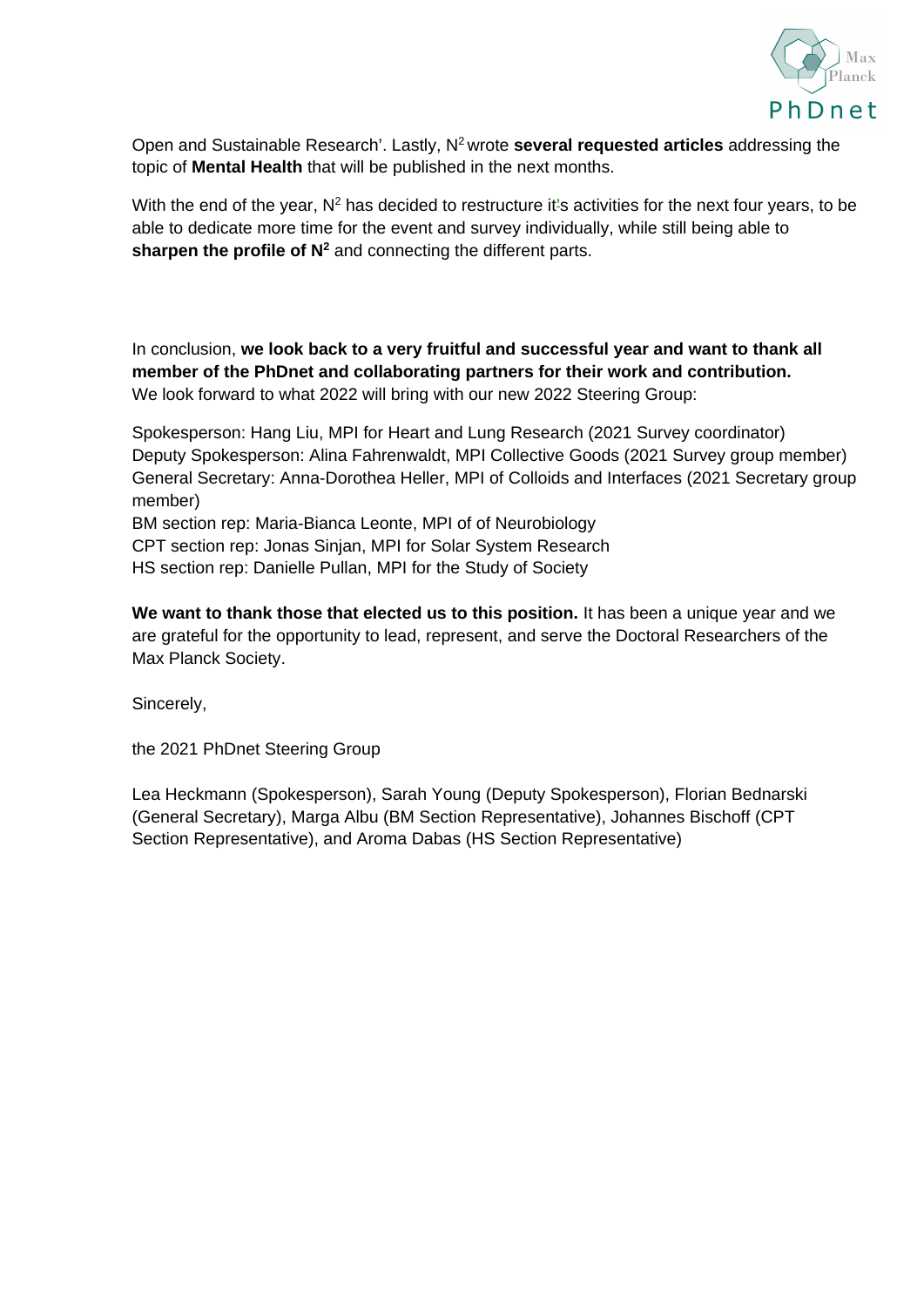Open and Sustainable Research'. Lastly, $N^2$ wrote **several requested articles** addressing the topic of **Mental Health** that will be published in the next months.

With the end of the year, $N^2$ has decided to restructure it's activities for the next four years, to be able to dedicate more time for the event and survey individually, while still being able to **sharpen the profile of $N^2$** and connecting the different parts.

In conclusion, **we look back to a very fruitful and successful year and want to thank all member of the PhDnet and collaborating partners for their work and contribution.** We look forward to what 2022 will bring with our new 2022 Steering Group:

Spokesperson: Hang Liu, MPI for Heart and Lung Research (2021 Survey coordinator)
Deputy Spokesperson: Alina Fahrenwaldt, MPI Collective Goods (2021 Survey group member)
General Secretary: Anna-Dorothea Heller, MPI of Colloids and Interfaces (2021 Secretary group member)
BM section rep: Maria-Bianca Leonte, MPI of of Neurobiology
CPT section rep: Jonas Sinjan, MPI for Solar System Research
HS section rep: Danielle Pullan, MPI for the Study of Society

**We want to thank those that elected us to this position.** It has been a unique year and we are grateful for the opportunity to lead, represent, and serve the Doctoral Researchers of the Max Planck Society.

Sincerely,

the 2021 PhDnet Steering Group

Lea Heckmann (Spokesperson), Sarah Young (Deputy Spokesperson), Florian Bednarski (General Secretary), Marga Albu (BM Section Representative), Johannes Bischoff (CPT Section Representative), and Aroma Dabas (HS Section Representative)